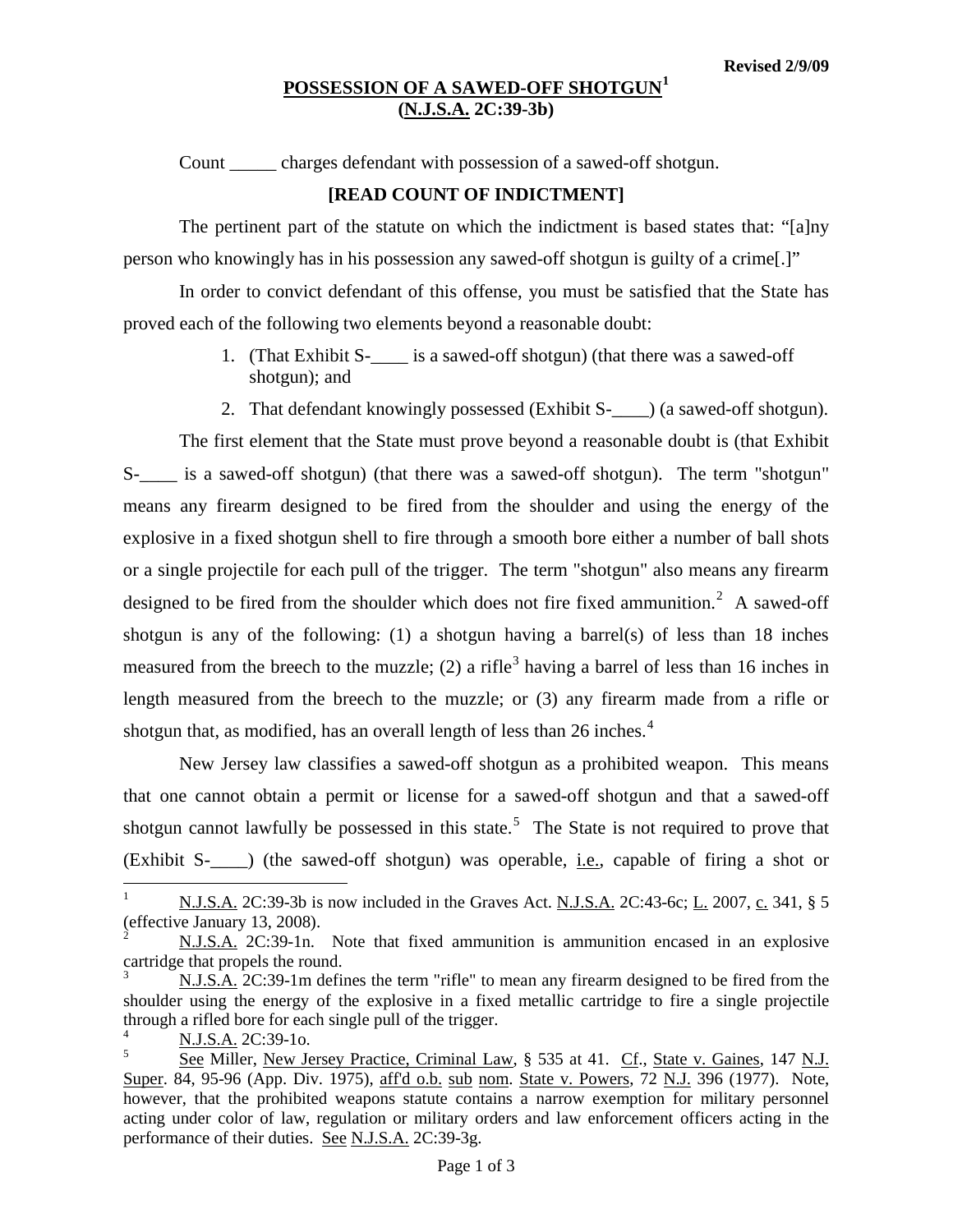Revised 2/9/09

# POSSESSION OF A SAWED-OFF SHOTGUN[1] (N.J.S.A. 2C:39-3b)

Count _____ charges defendant with possession of a sawed-off shotgun.

**[READ COUNT OF INDICTMENT]**

The pertinent part of the statute on which the indictment is based states that: "[a]ny person who knowingly has in his possession any sawed-off shotgun is guilty of a crime[.]"

In order to convict defendant of this offense, you must be satisfied that the State has proved each of the following two elements beyond a reasonable doubt:

1. (That Exhibit S-____ is a sawed-off shotgun) (that there was a sawed-off shotgun); and
2. That defendant knowingly possessed (Exhibit S-____) (a sawed-off shotgun).

The first element that the State must prove beyond a reasonable doubt is (that Exhibit S-____ is a sawed-off shotgun) (that there was a sawed-off shotgun). The term "shotgun" means any firearm designed to be fired from the shoulder and using the energy of the explosive in a fixed shotgun shell to fire through a smooth bore either a number of ball shots or a single projectile for each pull of the trigger. The term "shotgun" also means any firearm designed to be fired from the shoulder which does not fire fixed ammunition.[2] A sawed-off shotgun is any of the following: (1) a shotgun having a barrel(s) of less than 18 inches measured from the breech to the muzzle; (2) a rifle[3] having a barrel of less than 16 inches in length measured from the breech to the muzzle; or (3) any firearm made from a rifle or shotgun that, as modified, has an overall length of less than 26 inches.[4]

New Jersey law classifies a sawed-off shotgun as a prohibited weapon. This means that one cannot obtain a permit or license for a sawed-off shotgun and that a sawed-off shotgun cannot lawfully be possessed in this state.[5] The State is not required to prove that (Exhibit S-____) (the sawed-off shotgun) was operable, i.e., capable of firing a shot or

---

[1] N.J.S.A. 2C:39-3b is now included in the Graves Act. N.J.S.A. 2C:43-6c; L. 2007, c. 341, § 5 (effective January 13, 2008).

[2] N.J.S.A. 2C:39-1n. Note that fixed ammunition is ammunition encased in an explosive cartridge that propels the round.

[3] N.J.S.A. 2C:39-1m defines the term "rifle" to mean any firearm designed to be fired from the shoulder using the energy of the explosive in a fixed metallic cartridge to fire a single projectile through a rifled bore for each single pull of the trigger.

[4] N.J.S.A. 2C:39-1o.

[5] See Miller, New Jersey Practice, Criminal Law, § 535 at 41. Cf., State v. Gaines, 147 N.J. Super. 84, 95-96 (App. Div. 1975), aff'd o.b. sub nom. State v. Powers, 72 N.J. 396 (1977). Note, however, that the prohibited weapons statute contains a narrow exemption for military personnel acting under color of law, regulation or military orders and law enforcement officers acting in the performance of their duties. See N.J.S.A. 2C:39-3g.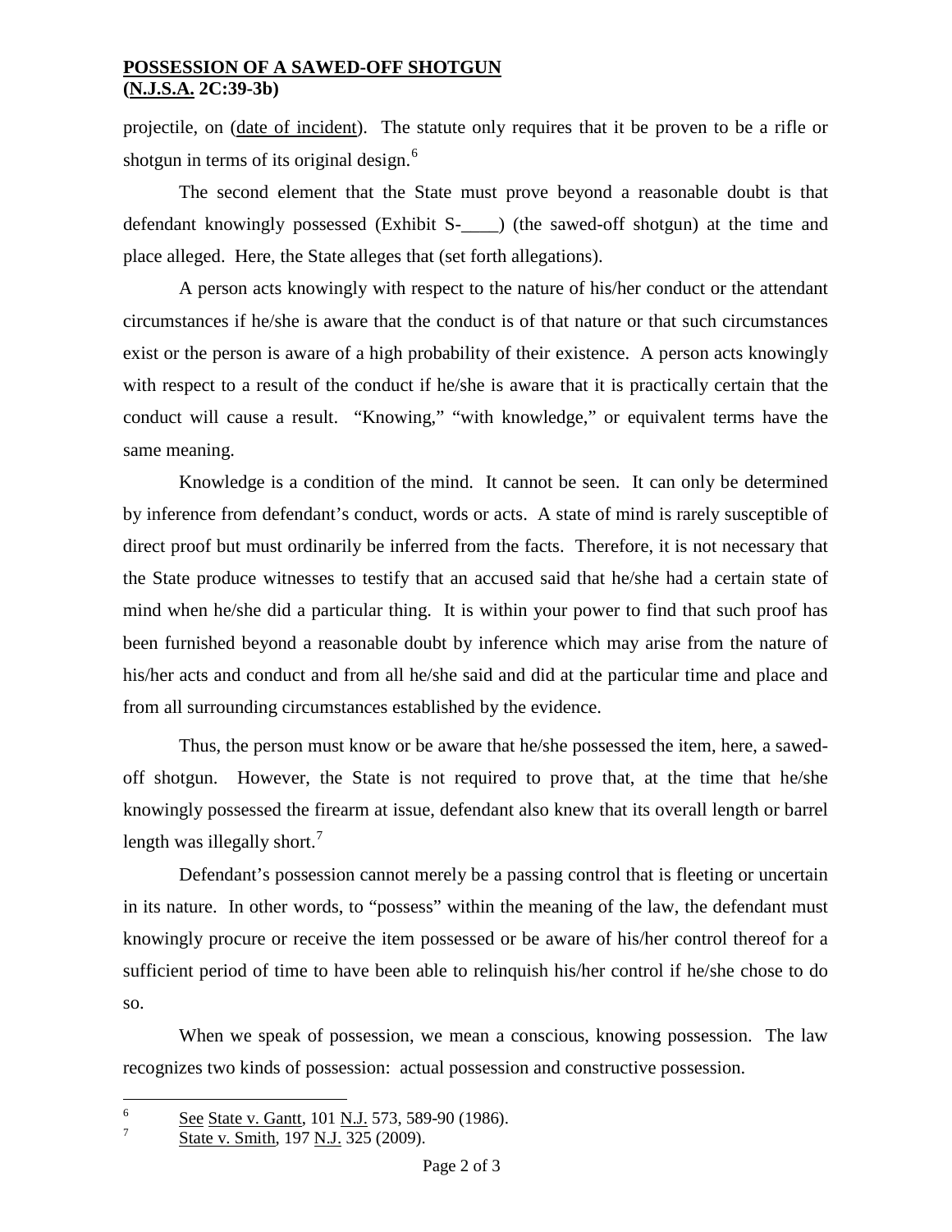projectile, on (date of incident). The statute only requires that it be proven to be a rifle or shotgun in terms of its original design.[6]

The second element that the State must prove beyond a reasonable doubt is that defendant knowingly possessed (Exhibit S-____) (the sawed-off shotgun) at the time and place alleged. Here, the State alleges that (set forth allegations).

A person acts knowingly with respect to the nature of his/her conduct or the attendant circumstances if he/she is aware that the conduct is of that nature or that such circumstances exist or the person is aware of a high probability of their existence. A person acts knowingly with respect to a result of the conduct if he/she is aware that it is practically certain that the conduct will cause a result. "Knowing," "with knowledge," or equivalent terms have the same meaning.

Knowledge is a condition of the mind. It cannot be seen. It can only be determined by inference from defendant's conduct, words or acts. A state of mind is rarely susceptible of direct proof but must ordinarily be inferred from the facts. Therefore, it is not necessary that the State produce witnesses to testify that an accused said that he/she had a certain state of mind when he/she did a particular thing. It is within your power to find that such proof has been furnished beyond a reasonable doubt by inference which may arise from the nature of his/her acts and conduct and from all he/she said and did at the particular time and place and from all surrounding circumstances established by the evidence.

Thus, the person must know or be aware that he/she possessed the item, here, a sawed-off shotgun. However, the State is not required to prove that, at the time that he/she knowingly possessed the firearm at issue, defendant also knew that its overall length or barrel length was illegally short.[7]

Defendant's possession cannot merely be a passing control that is fleeting or uncertain in its nature. In other words, to "possess" within the meaning of the law, the defendant must knowingly procure or receive the item possessed or be aware of his/her control thereof for a sufficient period of time to have been able to relinquish his/her control if he/she chose to do so.

When we speak of possession, we mean a conscious, knowing possession. The law recognizes two kinds of possession: actual possession and constructive possession.

---

[6] See State v. Gantt, 101 N.J. 573, 589-90 (1986).

[7] State v. Smith, 197 N.J. 325 (2009).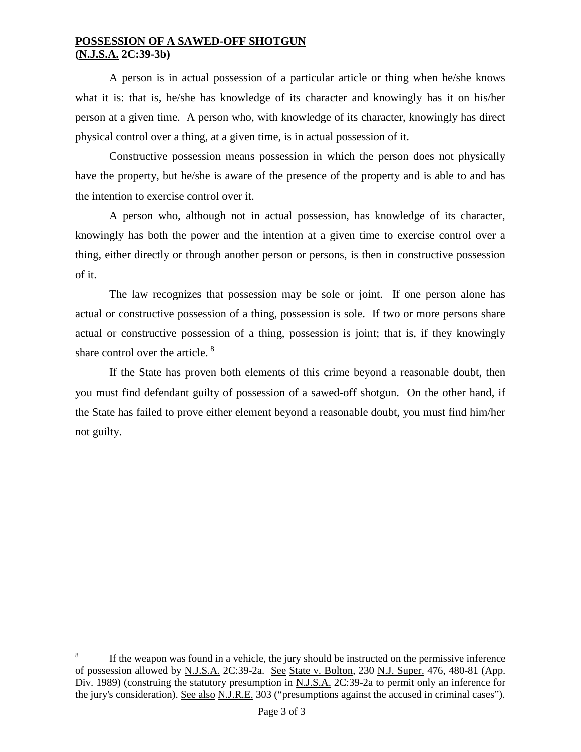**POSSESSION OF A SAWED-OFF SHOTGUN**
**(N.J.S.A. 2C:39-3b)**

A person is in actual possession of a particular article or thing when he/she knows what it is: that is, he/she has knowledge of its character and knowingly has it on his/her person at a given time. A person who, with knowledge of its character, knowingly has direct physical control over a thing, at a given time, is in actual possession of it.

Constructive possession means possession in which the person does not physically have the property, but he/she is aware of the presence of the property and is able to and has the intention to exercise control over it.

A person who, although not in actual possession, has knowledge of its character, knowingly has both the power and the intention at a given time to exercise control over a thing, either directly or through another person or persons, is then in constructive possession of it.

The law recognizes that possession may be sole or joint. If one person alone has actual or constructive possession of a thing, possession is sole. If two or more persons share actual or constructive possession of a thing, possession is joint; that is, if they knowingly share control over the article. [8]

If the State has proven both elements of this crime beyond a reasonable doubt, then you must find defendant guilty of possession of a sawed-off shotgun. On the other hand, if the State has failed to prove either element beyond a reasonable doubt, you must find him/her not guilty.

---

[8] If the weapon was found in a vehicle, the jury should be instructed on the permissive inference of possession allowed by N.J.S.A. 2C:39-2a. See State v. Bolton, 230 N.J. Super. 476, 480-81 (App. Div. 1989) (construing the statutory presumption in N.J.S.A. 2C:39-2a to permit only an inference for the jury's consideration). See also N.J.R.E. 303 ("presumptions against the accused in criminal cases").